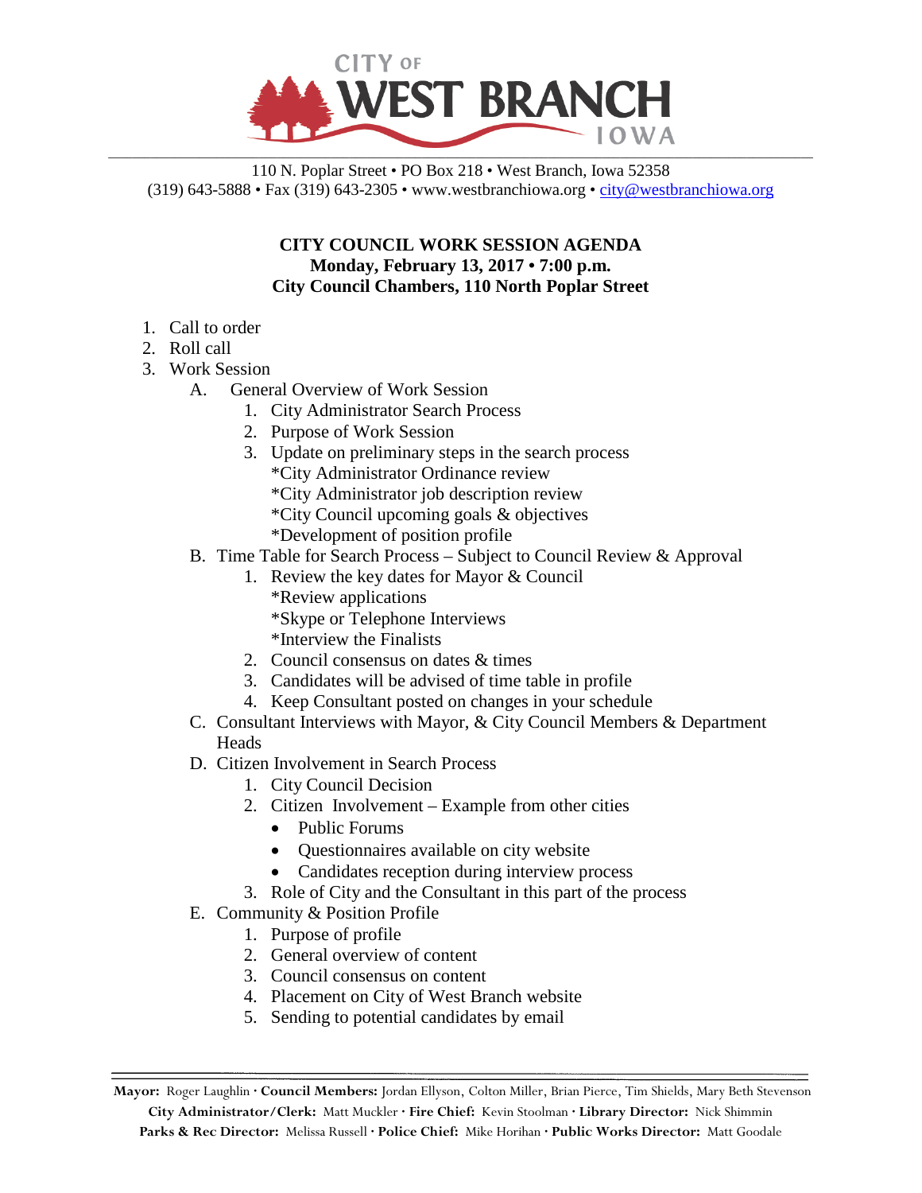# CITY OF WEST BRANCH IOWA

110 N. Poplar Street • PO Box 218 • West Branch, Iowa 52358
(319) 643-5888 • Fax (319) 643-2305 • www.westbranchiowa.org • city@westbranchiowa.org

**CITY COUNCIL WORK SESSION AGENDA**
**Monday, February 13, 2017 • 7:00 p.m.**
**City Council Chambers, 110 North Poplar Street**

1. Call to order
2. Roll call
3. Work Session
   A. General Overview of Work Session
      1. City Administrator Search Process
      2. Purpose of Work Session
      3. Update on preliminary steps in the search process
         *City Administrator Ordinance review
         *City Administrator job description review
         *City Council upcoming goals & objectives
         *Development of position profile

   B. Time Table for Search Process – Subject to Council Review & Approval
      1. Review the key dates for Mayor & Council
         *Review applications
         *Skype or Telephone Interviews
         *Interview the Finalists
      2. Council consensus on dates & times
      3. Candidates will be advised of time table in profile
      4. Keep Consultant posted on changes in your schedule

   C. Consultant Interviews with Mayor, & City Council Members & Department Heads

   D. Citizen Involvement in Search Process
      1. City Council Decision
      2. Citizen Involvement – Example from other cities
         - Public Forums
         - Questionnaires available on city website
         - Candidates reception during interview process
      3. Role of City and the Consultant in this part of the process

   E. Community & Position Profile
      1. Purpose of profile
      2. General overview of content
      3. Council consensus on content
      4. Placement on City of West Branch website
      5. Sending to potential candidates by email

---

**Mayor:** Roger Laughlin · **Council Members:** Jordan Ellyson, Colton Miller, Brian Pierce, Tim Shields, Mary Beth Stevenson
**City Administrator/Clerk:** Matt Muckler · **Fire Chief:** Kevin Stoolman · **Library Director:** Nick Shimmin
**Parks & Rec Director:** Melissa Russell · **Police Chief:** Mike Horihan · **Public Works Director:** Matt Goodale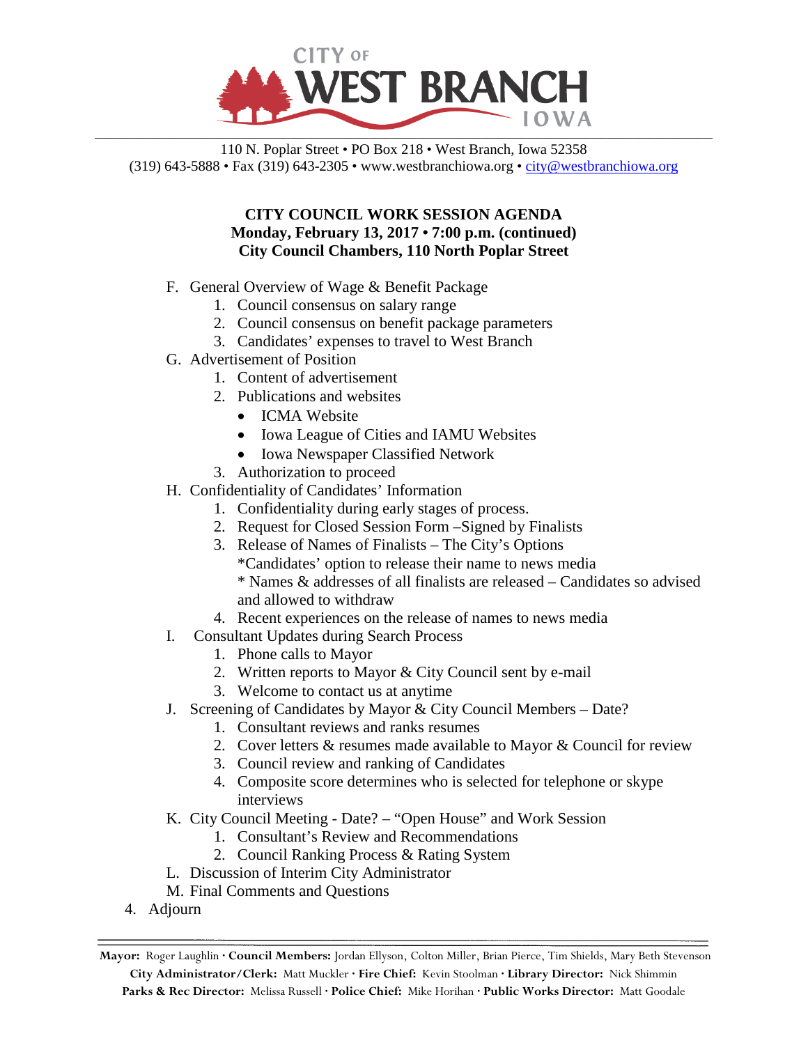CITY OF WEST BRANCH IOWA

110 N. Poplar Street • PO Box 218 • West Branch, Iowa 52358
(319) 643-5888 • Fax (319) 643-2305 • www.westbranchiowa.org • city@westbranchiowa.org

**CITY COUNCIL WORK SESSION AGENDA**
**Monday, February 13, 2017 • 7:00 p.m. (continued)**
**City Council Chambers, 110 North Poplar Street**

F. General Overview of Wage & Benefit Package
   1. Council consensus on salary range
   2. Council consensus on benefit package parameters
   3. Candidates' expenses to travel to West Branch

G. Advertisement of Position
   1. Content of advertisement
   2. Publications and websites
      - ICMA Website
      - Iowa League of Cities and IAMU Websites
      - Iowa Newspaper Classified Network
   3. Authorization to proceed

H. Confidentiality of Candidates' Information
   1. Confidentiality during early stages of process.
   2. Request for Closed Session Form –Signed by Finalists
   3. Release of Names of Finalists – The City's Options
      *Candidates' option to release their name to news media
      * Names & addresses of all finalists are released – Candidates so advised and allowed to withdraw
   4. Recent experiences on the release of names to news media

I. Consultant Updates during Search Process
   1. Phone calls to Mayor
   2. Written reports to Mayor & City Council sent by e-mail
   3. Welcome to contact us at anytime

J. Screening of Candidates by Mayor & City Council Members – Date?
   1. Consultant reviews and ranks resumes
   2. Cover letters & resumes made available to Mayor & Council for review
   3. Council review and ranking of Candidates
   4. Composite score determines who is selected for telephone or skype interviews

K. City Council Meeting - Date? – "Open House" and Work Session
   1. Consultant's Review and Recommendations
   2. Council Ranking Process & Rating System

L. Discussion of Interim City Administrator

M. Final Comments and Questions

4. Adjourn

**Mayor:** Roger Laughlin · **Council Members:** Jordan Ellyson, Colton Miller, Brian Pierce, Tim Shields, Mary Beth Stevenson
**City Administrator/Clerk:** Matt Muckler · **Fire Chief:** Kevin Stoolman · **Library Director:** Nick Shimmin
**Parks & Rec Director:** Melissa Russell · **Police Chief:** Mike Horihan · **Public Works Director:** Matt Goodale